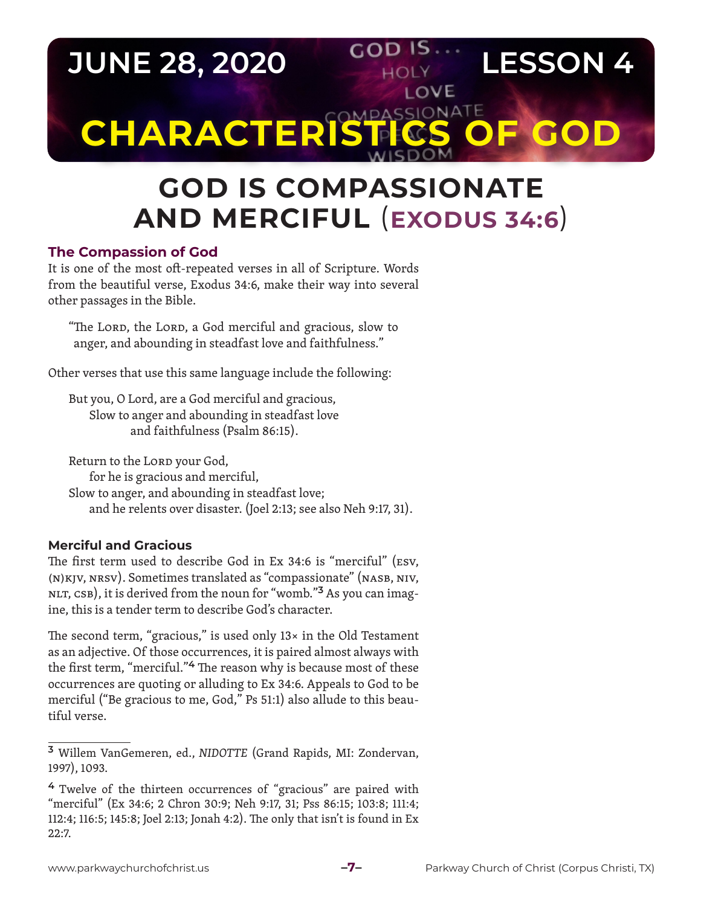# JUNE 28, 2020 — LESSON 4

# CHARACTERISTICS OF GOD

## GOD IS COMPASSIONATE AND MERCIFUL (EXODUS 34:6)

### The Compassion of God

It is one of the most oft-repeated verses in all of Scripture. Words from the beautiful verse, Exodus 34:6, make their way into several other passages in the Bible.

> "The LORD, the LORD, a God merciful and gracious, slow to anger, and abounding in steadfast love and faithfulness."

Other verses that use this same language include the following:

> But you, O Lord, are a God merciful and gracious,
> Slow to anger and abounding in steadfast love
> and faithfulness (Psalm 86:15).

> Return to the LORD your God,
> for he is gracious and merciful,
> Slow to anger, and abounding in steadfast love;
> and he relents over disaster. (Joel 2:13; see also Neh 9:17, 31).

### Merciful and Gracious

The first term used to describe God in Ex 34:6 is "merciful" (ESV, (N)KJV, NRSV). Sometimes translated as "compassionate" (NASB, NIV, NLT, CSB), it is derived from the noun for "womb."[3] As you can imagine, this is a tender term to describe God's character.

The second term, "gracious," is used only 13× in the Old Testament as an adjective. Of those occurrences, it is paired almost always with the first term, "merciful."[4] The reason why is because most of these occurrences are quoting or alluding to Ex 34:6. Appeals to God to be merciful ("Be gracious to me, God," Ps 51:1) also allude to this beautiful verse.

---

[3] Willem VanGemeren, ed., *NIDOTTE* (Grand Rapids, MI: Zondervan, 1997), 1093.

[4] Twelve of the thirteen occurrences of "gracious" are paired with "merciful" (Ex 34:6; 2 Chron 30:9; Neh 9:17, 31; Pss 86:15; 103:8; 111:4; 112:4; 116:5; 145:8; Joel 2:13; Jonah 4:2). The only that isn't is found in Ex 22:7.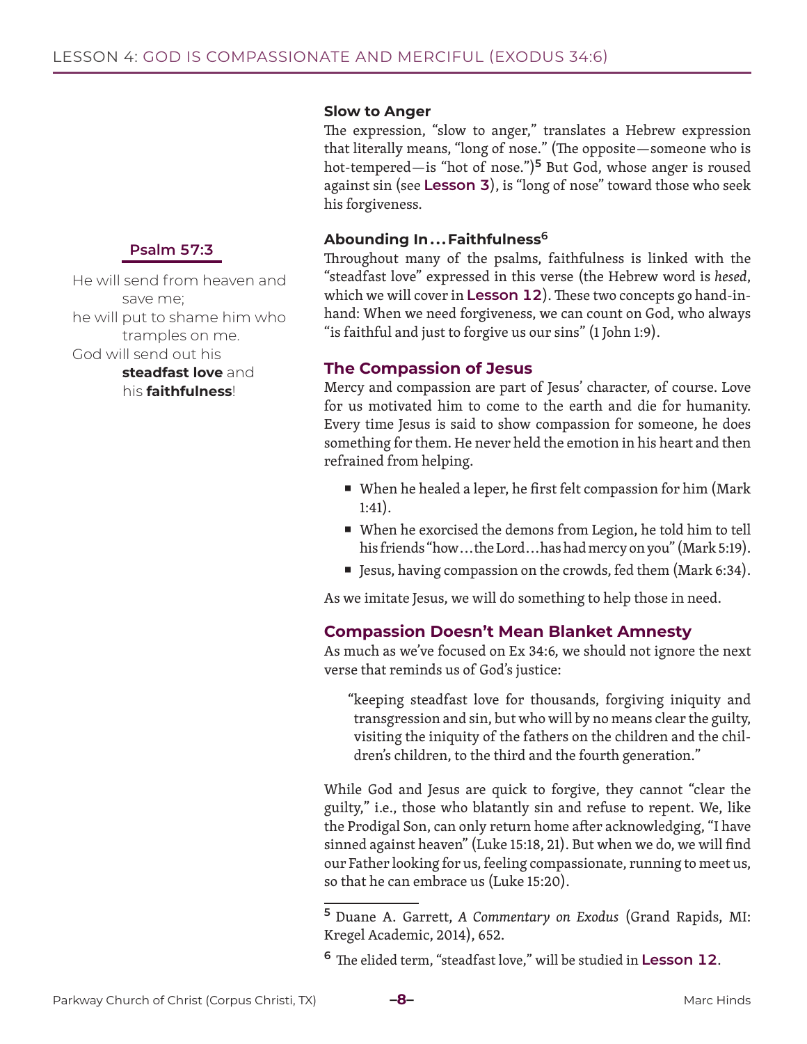### Slow to Anger

The expression, "slow to anger," translates a Hebrew expression that literally means, "long of nose." (The opposite—someone who is hot-tempered—is "hot of nose.")[5] But God, whose anger is roused against sin (see **Lesson 3**), is "long of nose" toward those who seek his forgiveness.

### Abounding In…Faithfulness[6]

Throughout many of the psalms, faithfulness is linked with the "steadfast love" expressed in this verse (the Hebrew word is *hesed*, which we will cover in **Lesson 12**). These two concepts go hand-in-hand: When we need forgiveness, we can count on God, who always "is faithful and just to forgive us our sins" (1 John 1:9).

**Psalm 57:3**

He will send from heaven and save me;
he will put to shame him who tramples on me.
God will send out his **steadfast love** and his **faithfulness**!

## The Compassion of Jesus

Mercy and compassion are part of Jesus' character, of course. Love for us motivated him to come to the earth and die for humanity. Every time Jesus is said to show compassion for someone, he does something for them. He never held the emotion in his heart and then refrained from helping.

- When he healed a leper, he first felt compassion for him (Mark 1:41).
- When he exorcised the demons from Legion, he told him to tell his friends "how…the Lord…has had mercy on you" (Mark 5:19).
- Jesus, having compassion on the crowds, fed them (Mark 6:34).

As we imitate Jesus, we will do something to help those in need.

## Compassion Doesn't Mean Blanket Amnesty

As much as we've focused on Ex 34:6, we should not ignore the next verse that reminds us of God's justice:

> "keeping steadfast love for thousands, forgiving iniquity and transgression and sin, but who will by no means clear the guilty, visiting the iniquity of the fathers on the children and the children's children, to the third and the fourth generation."

While God and Jesus are quick to forgive, they cannot "clear the guilty," i.e., those who blatantly sin and refuse to repent. We, like the Prodigal Son, can only return home after acknowledging, "I have sinned against heaven" (Luke 15:18, 21). But when we do, we will find our Father looking for us, feeling compassionate, running to meet us, so that he can embrace us (Luke 15:20).

---

[5] Duane A. Garrett, *A Commentary on Exodus* (Grand Rapids, MI: Kregel Academic, 2014), 652.

[6] The elided term, "steadfast love," will be studied in **Lesson 12**.